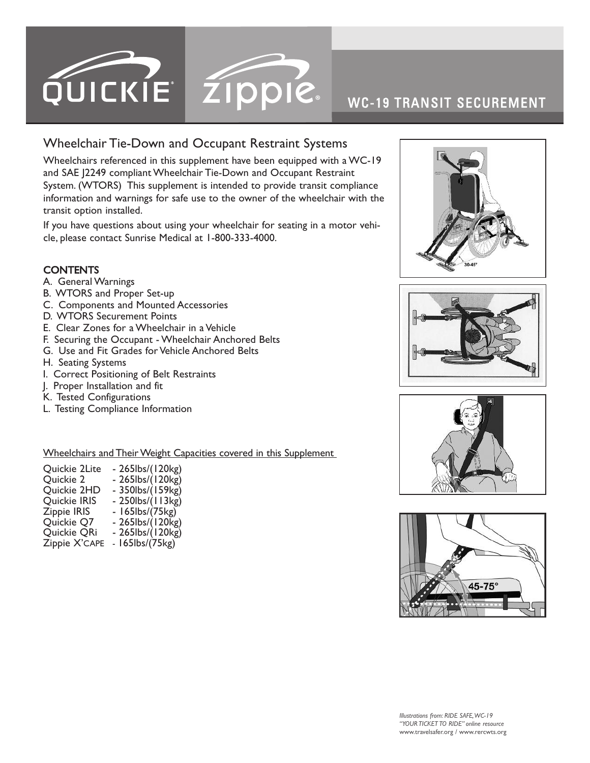# QUICKIE® zippie®

## WC-19 TRANSIT SECUREMENT

## Wheelchair Tie-Down and Occupant Restraint Systems

Wheelchairs referenced in this supplement have been equipped with a WC-19 and SAE J2249 compliant Wheelchair Tie-Down and Occupant Restraint System. (WTORS) This supplement is intended to provide transit compliance information and warnings for safe use to the owner of the wheelchair with the transit option installed.

If you have questions about using your wheelchair for seating in a motor vehicle, please contact Sunrise Medical at 1-800-333-4000.

### CONTENTS

A. General Warnings
B. WTORS and Proper Set-up
C. Components and Mounted Accessories
D. WTORS Securement Points
E. Clear Zones for a Wheelchair in a Vehicle
F. Securing the Occupant - Wheelchair Anchored Belts
G. Use and Fit Grades for Vehicle Anchored Belts
H. Seating Systems
I. Correct Positioning of Belt Restraints
J. Proper Installation and fit
K. Tested Configurations
L. Testing Compliance Information

Wheelchairs and Their Weight Capacities covered in this Supplement

| | |
|---|---|
| Quickie 2Lite | - 265lbs/(120kg) |
| Quickie 2 | - 265lbs/(120kg) |
| Quickie 2HD | - 350lbs/(159kg) |
| Quickie IRIS | - 250lbs/(113kg) |
| Zippie IRIS | - 165lbs/(75kg) |
| Quickie Q7 | - 265lbs/(120kg) |
| Quickie QRi | - 265lbs/(120kg) |
| Zippie X'CAPE | - 165lbs/(75kg) |

30-45°

45-75°

*Illustrations from: RIDE SAFE, WC-19 "YOUR TICKET TO RIDE" online resource*
www.travelsafer.org / www.rercwts.org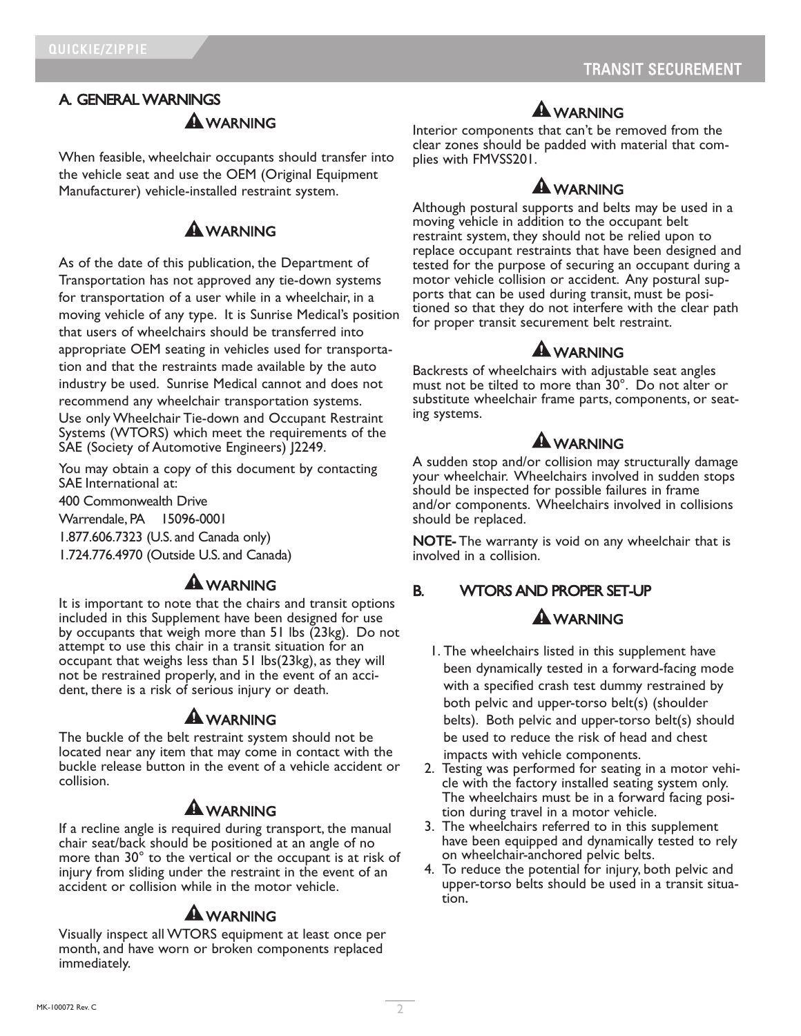## A. GENERAL WARNINGS

**⚠ WARNING**

When feasible, wheelchair occupants should transfer into the vehicle seat and use the OEM (Original Equipment Manufacturer) vehicle-installed restraint system.

**⚠ WARNING**

As of the date of this publication, the Department of Transportation has not approved any tie-down systems for transportation of a user while in a wheelchair, in a moving vehicle of any type. It is Sunrise Medical's position that users of wheelchairs should be transferred into appropriate OEM seating in vehicles used for transportation and that the restraints made available by the auto industry be used. Sunrise Medical cannot and does not recommend any wheelchair transportation systems. Use only Wheelchair Tie-down and Occupant Restraint Systems (WTORS) which meet the requirements of the SAE (Society of Automotive Engineers) J2249.

You may obtain a copy of this document by contacting SAE International at:

400 Commonwealth Drive
Warrendale, PA 15096-0001
1.877.606.7323 (U.S. and Canada only)
1.724.776.4970 (Outside U.S. and Canada)

**⚠ WARNING**

It is important to note that the chairs and transit options included in this Supplement have been designed for use by occupants that weigh more than 51 lbs (23kg). Do not attempt to use this chair in a transit situation for an occupant that weighs less than 51 lbs(23kg), as they will not be restrained properly, and in the event of an accident, there is a risk of serious injury or death.

**⚠ WARNING**

The buckle of the belt restraint system should not be located near any item that may come in contact with the buckle release button in the event of a vehicle accident or collision.

**⚠ WARNING**

If a recline angle is required during transport, the manual chair seat/back should be positioned at an angle of no more than 30° to the vertical or the occupant is at risk of injury from sliding under the restraint in the event of an accident or collision while in the motor vehicle.

**⚠ WARNING**

Visually inspect all WTORS equipment at least once per month, and have worn or broken components replaced immediately.

**⚠ WARNING**

Interior components that can't be removed from the clear zones should be padded with material that complies with FMVSS201.

**⚠ WARNING**

Although postural supports and belts may be used in a moving vehicle in addition to the occupant belt restraint system, they should not be relied upon to replace occupant restraints that have been designed and tested for the purpose of securing an occupant during a motor vehicle collision or accident. Any postural supports that can be used during transit, must be positioned so that they do not interfere with the clear path for proper transit securement belt restraint.

**⚠ WARNING**

Backrests of wheelchairs with adjustable seat angles must not be tilted to more than 30°. Do not alter or substitute wheelchair frame parts, components, or seating systems.

**⚠ WARNING**

A sudden stop and/or collision may structurally damage your wheelchair. Wheelchairs involved in sudden stops should be inspected for possible failures in frame and/or components. Wheelchairs involved in collisions should be replaced.

**NOTE-** The warranty is void on any wheelchair that is involved in a collision.

## B. WTORS AND PROPER SET-UP

**⚠ WARNING**

1. The wheelchairs listed in this supplement have been dynamically tested in a forward-facing mode with a specified crash test dummy restrained by both pelvic and upper-torso belt(s) (shoulder belts). Both pelvic and upper-torso belt(s) should be used to reduce the risk of head and chest impacts with vehicle components.
2. Testing was performed for seating in a motor vehicle with the factory installed seating system only. The wheelchairs must be in a forward facing position during travel in a motor vehicle.
3. The wheelchairs referred to in this supplement have been equipped and dynamically tested to rely on wheelchair-anchored pelvic belts.
4. To reduce the potential for injury, both pelvic and upper-torso belts should be used in a transit situation.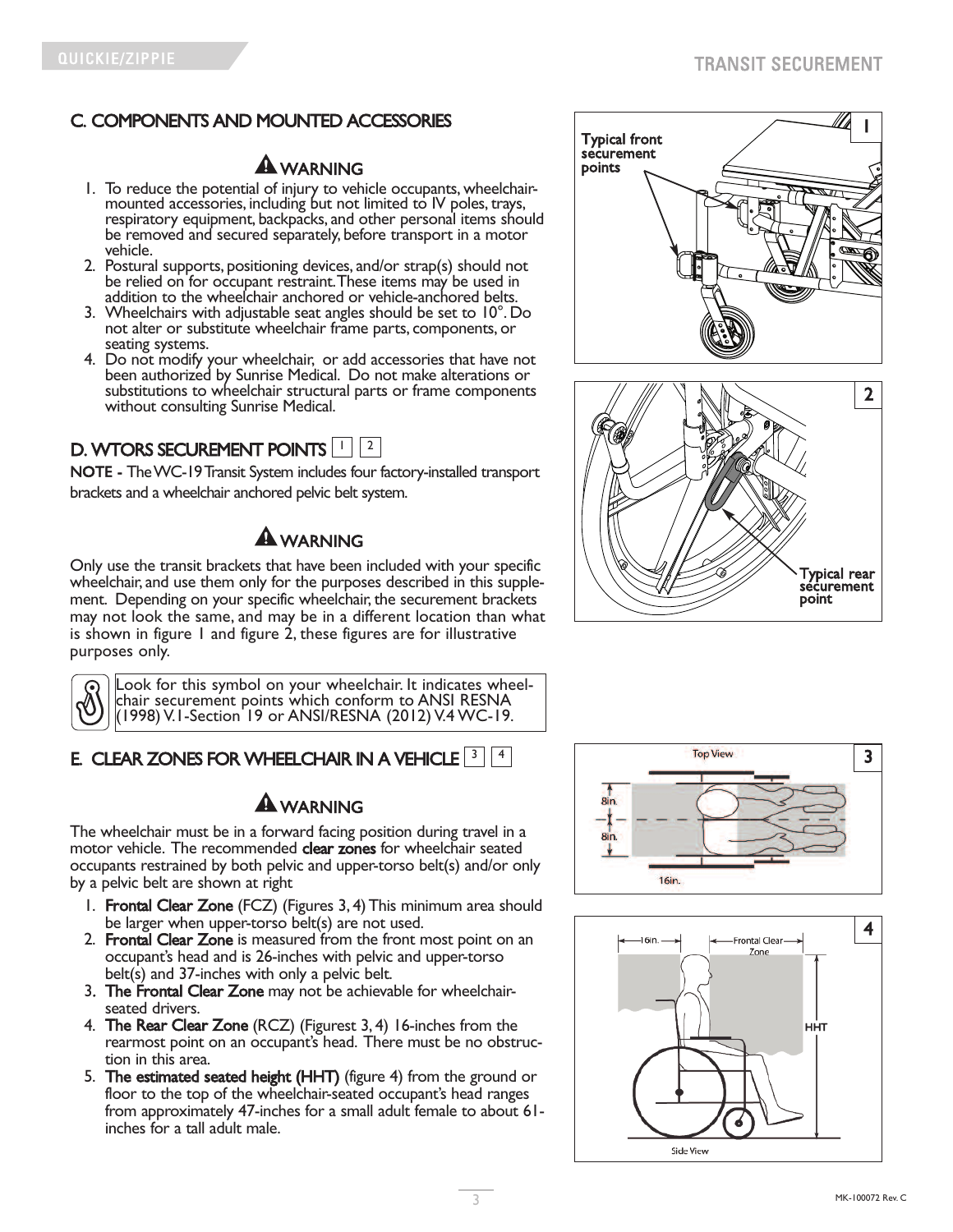## C. COMPONENTS AND MOUNTED ACCESSORIES

**⚠ WARNING**

1. To reduce the potential of injury to vehicle occupants, wheelchair-mounted accessories, including but not limited to IV poles, trays, respiratory equipment, backpacks, and other personal items should be removed and secured separately, before transport in a motor vehicle.
2. Postural supports, positioning devices, and/or strap(s) should not be relied on for occupant restraint. These items may be used in addition to the wheelchair anchored or vehicle-anchored belts.
3. Wheelchairs with adjustable seat angles should be set to 10°. Do not alter or substitute wheelchair frame parts, components, or seating systems.
4. Do not modify your wheelchair, or add accessories that have not been authorized by Sunrise Medical. Do not make alterations or substitutions to wheelchair structural parts or frame components without consulting Sunrise Medical.

## D. WTORS SECUREMENT POINTS 1 2

**NOTE -** The WC-19 Transit System includes four factory-installed transport brackets and a wheelchair anchored pelvic belt system.

**⚠ WARNING**

Only use the transit brackets that have been included with your specific wheelchair, and use them only for the purposes described in this supplement. Depending on your specific wheelchair, the securement brackets may not look the same, and may be in a different location than what is shown in figure 1 and figure 2, these figures are for illustrative purposes only.

Look for this symbol on your wheelchair. It indicates wheelchair securement points which conform to ANSI RESNA (1998) V.1-Section 19 or ANSI/RESNA (2012) V.4 WC-19.

Typical front securement points

Typical rear securement point

## E. CLEAR ZONES FOR WHEELCHAIR IN A VEHICLE 3 4

**⚠ WARNING**

The wheelchair must be in a forward facing position during travel in a motor vehicle. The recommended **clear zones** for wheelchair seated occupants restrained by both pelvic and upper-torso belt(s) and/or only by a pelvic belt are shown at right

1. **Frontal Clear Zone** (FCZ) (Figures 3, 4) This minimum area should be larger when upper-torso belt(s) are not used.
2. **Frontal Clear Zone** is measured from the front most point on an occupant's head and is 26-inches with pelvic and upper-torso belt(s) and 37-inches with only a pelvic belt.
3. **The Frontal Clear Zone** may not be achievable for wheelchair-seated drivers.
4. **The Rear Clear Zone** (RCZ) (Figurest 3, 4) 16-inches from the rearmost point on an occupant's head. There must be no obstruction in this area.
5. **The estimated seated height (HHT)** (figure 4) from the ground or floor to the top of the wheelchair-seated occupant's head ranges from approximately 47-inches for a small adult female to about 61-inches for a tall adult male.

Top View: 8in., 8in., 16in.

Side View: 16in., Frontal Clear Zone, HHT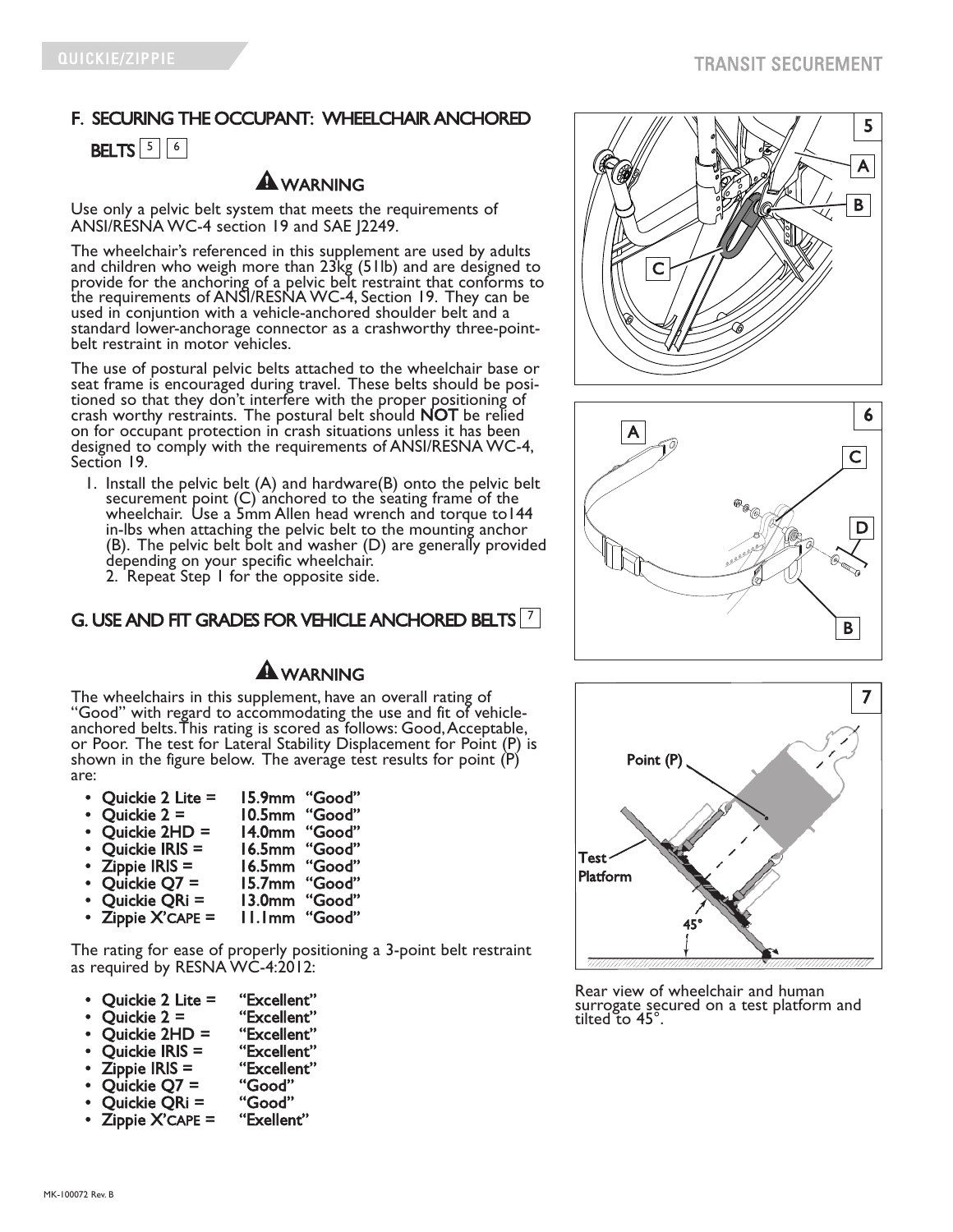## F. SECURING THE OCCUPANT: WHEELCHAIR ANCHORED BELTS 5 6

**WARNING**

Use only a pelvic belt system that meets the requirements of ANSI/RESNA WC-4 section 19 and SAE J2249.

The wheelchair's referenced in this supplement are used by adults and children who weigh more than 23kg (51lb) and are designed to provide for the anchoring of a pelvic belt restraint that conforms to the requirements of ANSI/RESNA WC-4, Section 19. They can be used in conjuntion with a vehicle-anchored shoulder belt and a standard lower-anchorage connector as a crashworthy three-point-belt restraint in motor vehicles.

The use of postural pelvic belts attached to the wheelchair base or seat frame is encouraged during travel. These belts should be positioned so that they don't interfere with the proper positioning of crash worthy restraints. The postural belt should **NOT** be relied on for occupant protection in crash situations unless it has been designed to comply with the requirements of ANSI/RESNA WC-4, Section 19.

1. Install the pelvic belt (A) and hardware(B) onto the pelvic belt securement point (C) anchored to the seating frame of the wheelchair. Use a 5mm Allen head wrench and torque to144 in-lbs when attaching the pelvic belt to the mounting anchor (B). The pelvic belt bolt and washer (D) are generally provided depending on your specific wheelchair.
2. Repeat Step 1 for the opposite side.

## G. USE AND FIT GRADES FOR VEHICLE ANCHORED BELTS 7

**WARNING**

The wheelchairs in this supplement, have an overall rating of "Good" with regard to accommodating the use and fit of vehicle-anchored belts. This rating is scored as follows: Good, Acceptable, or Poor. The test for Lateral Stability Displacement for Point (P) is shown in the figure below. The average test results for point (P) are:

- **Quickie 2 Lite = 15.9mm "Good"**
- **Quickie 2 = 10.5mm "Good"**
- **Quickie 2HD = 14.0mm "Good"**
- **Quickie IRIS = 16.5mm "Good"**
- **Zippie IRIS = 16.5mm "Good"**
- **Quickie Q7 = 15.7mm "Good"**
- **Quickie QRi = 13.0mm "Good"**
- **Zippie X'CAPE = 11.1mm "Good"**

The rating for ease of properly positioning a 3-point belt restraint as required by RESNA WC-4:2012:

- **Quickie 2 Lite = "Excellent"**
- **Quickie 2 = "Excellent"**
- **Quickie 2HD = "Excellent"**
- **Quickie IRIS = "Excellent"**
- **Zippie IRIS = "Excellent"**
- **Quickie Q7 = "Good"**
- **Quickie QRi = "Good"**
- **Zippie X'CAPE = "Exellent"**

Rear view of wheelchair and human surrogate secured on a test platform and tilted to 45°.

MK-100072 Rev. B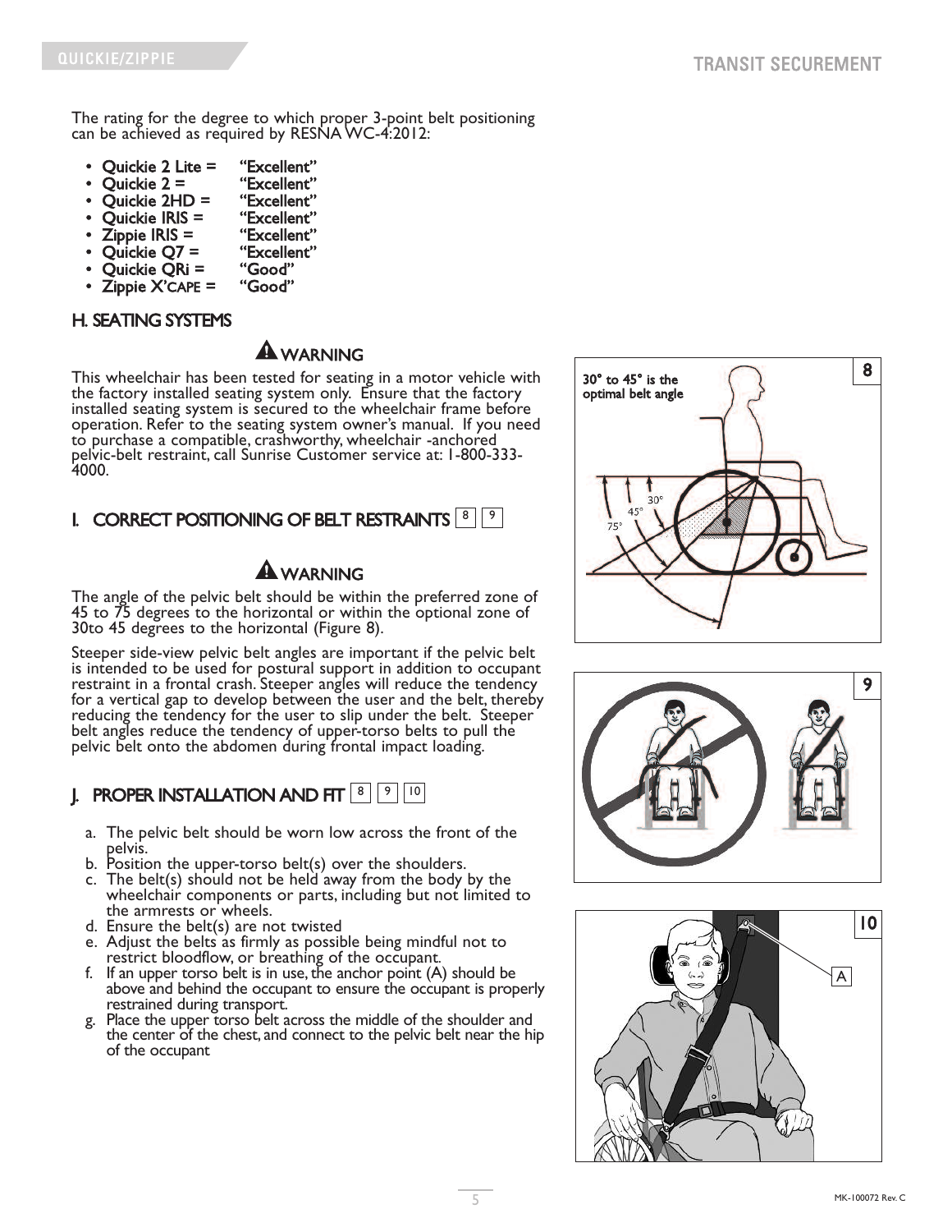The rating for the degree to which proper 3-point belt positioning can be achieved as required by RESNA WC-4:2012:

- **Quickie 2 Lite = "Excellent"**
- **Quickie 2 = "Excellent"**
- **Quickie 2HD = "Excellent"**
- **Quickie IRIS = "Excellent"**
- **Zippie IRIS = "Excellent"**
- **Quickie Q7 = "Excellent"**
- **Quickie QRi = "Good"**
- **Zippie X'CAPE = "Good"**

## H. SEATING SYSTEMS

**⚠ WARNING**

This wheelchair has been tested for seating in a motor vehicle with the factory installed seating system only. Ensure that the factory installed seating system is secured to the wheelchair frame before operation. Refer to the seating system owner's manual. If you need to purchase a compatible, crashworthy, wheelchair -anchored pelvic-belt restraint, call Sunrise Customer service at: 1-800-333-4000.

## I. CORRECT POSITIONING OF BELT RESTRAINTS 8 9

**⚠ WARNING**

The angle of the pelvic belt should be within the preferred zone of 45 to 75 degrees to the horizontal or within the optional zone of 30to 45 degrees to the horizontal (Figure 8).

Steeper side-view pelvic belt angles are important if the pelvic belt is intended to be used for postural support in addition to occupant restraint in a frontal crash. Steeper angles will reduce the tendency for a vertical gap to develop between the user and the belt, thereby reducing the tendency for the user to slip under the belt. Steeper belt angles reduce the tendency of upper-torso belts to pull the pelvic belt onto the abdomen during frontal impact loading.

## J. PROPER INSTALLATION AND FIT 8 9 10

a. The pelvic belt should be worn low across the front of the pelvis.
b. Position the upper-torso belt(s) over the shoulders.
c. The belt(s) should not be held away from the body by the wheelchair components or parts, including but not limited to the armrests or wheels.
d. Ensure the belt(s) are not twisted
e. Adjust the belts as firmly as possible being mindful not to restrict bloodflow, or breathing of the occupant.
f. If an upper torso belt is in use, the anchor point (A) should be above and behind the occupant to ensure the occupant is properly restrained during transport.
g. Place the upper torso belt across the middle of the shoulder and the center of the chest, and connect to the pelvic belt near the hip of the occupant

**8** — 30° to 45° is the optimal belt angle

**9**

**10**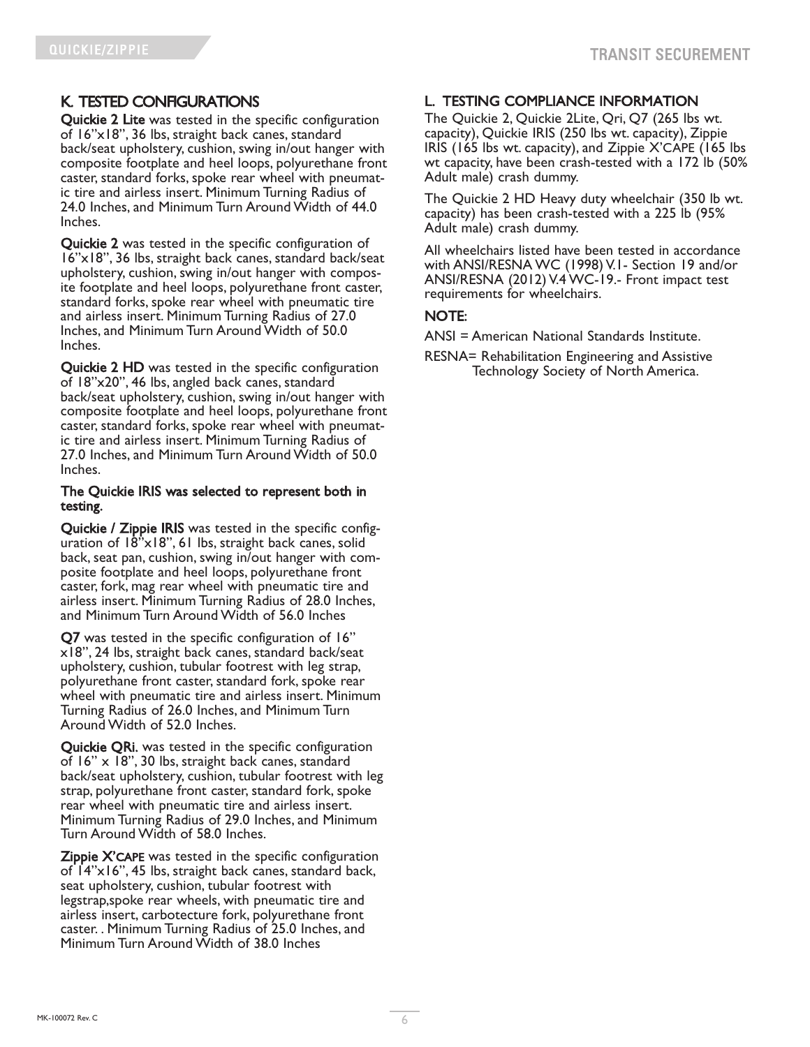## K. TESTED CONFIGURATIONS

**Quickie 2 Lite** was tested in the specific configuration of 16"x18", 36 lbs, straight back canes, standard back/seat upholstery, cushion, swing in/out hanger with composite footplate and heel loops, polyurethane front caster, standard forks, spoke rear wheel with pneumatic tire and airless insert. Minimum Turning Radius of 24.0 Inches, and Minimum Turn Around Width of 44.0 Inches.

**Quickie 2** was tested in the specific configuration of 16"x18", 36 lbs, straight back canes, standard back/seat upholstery, cushion, swing in/out hanger with composite footplate and heel loops, polyurethane front caster, standard forks, spoke rear wheel with pneumatic tire and airless insert. Minimum Turning Radius of 27.0 Inches, and Minimum Turn Around Width of 50.0 Inches.

**Quickie 2 HD** was tested in the specific configuration of 18"x20", 46 lbs, angled back canes, standard back/seat upholstery, cushion, swing in/out hanger with composite footplate and heel loops, polyurethane front caster, standard forks, spoke rear wheel with pneumatic tire and airless insert. Minimum Turning Radius of 27.0 Inches, and Minimum Turn Around Width of 50.0 Inches.

**The Quickie IRIS was selected to represent both in testing.**

**Quickie / Zippie IRIS** was tested in the specific configuration of 18"x18", 61 lbs, straight back canes, solid back, seat pan, cushion, swing in/out hanger with composite footplate and heel loops, polyurethane front caster, fork, mag rear wheel with pneumatic tire and airless insert. Minimum Turning Radius of 28.0 Inches, and Minimum Turn Around Width of 56.0 Inches

**Q7** was tested in the specific configuration of 16" x18", 24 lbs, straight back canes, standard back/seat upholstery, cushion, tubular footrest with leg strap, polyurethane front caster, standard fork, spoke rear wheel with pneumatic tire and airless insert. Minimum Turning Radius of 26.0 Inches, and Minimum Turn Around Width of 52.0 Inches.

**Quickie QRi.** was tested in the specific configuration of 16" x 18", 30 lbs, straight back canes, standard back/seat upholstery, cushion, tubular footrest with leg strap, polyurethane front caster, standard fork, spoke rear wheel with pneumatic tire and airless insert. Minimum Turning Radius of 29.0 Inches, and Minimum Turn Around Width of 58.0 Inches.

**Zippie X'CAPE** was tested in the specific configuration of 14"x16", 45 lbs, straight back canes, standard back, seat upholstery, cushion, tubular footrest with legstrap,spoke rear wheels, with pneumatic tire and airless insert, carbotecture fork, polyurethane front caster. . Minimum Turning Radius of 25.0 Inches, and Minimum Turn Around Width of 38.0 Inches

## L. TESTING COMPLIANCE INFORMATION

The Quickie 2, Quickie 2Lite, Qri, Q7 (265 lbs wt. capacity), Quickie IRIS (250 lbs wt. capacity), Zippie IRIS (165 lbs wt. capacity), and Zippie X'CAPE (165 lbs wt capacity, have been crash-tested with a 172 lb (50% Adult male) crash dummy.

The Quickie 2 HD Heavy duty wheelchair (350 lb wt. capacity) has been crash-tested with a 225 lb (95% Adult male) crash dummy.

All wheelchairs listed have been tested in accordance with ANSI/RESNA WC (1998) V.1- Section 19 and/or ANSI/RESNA (2012) V.4 WC-19.- Front impact test requirements for wheelchairs.

**NOTE:**

ANSI = American National Standards Institute.

RESNA= Rehabilitation Engineering and Assistive Technology Society of North America.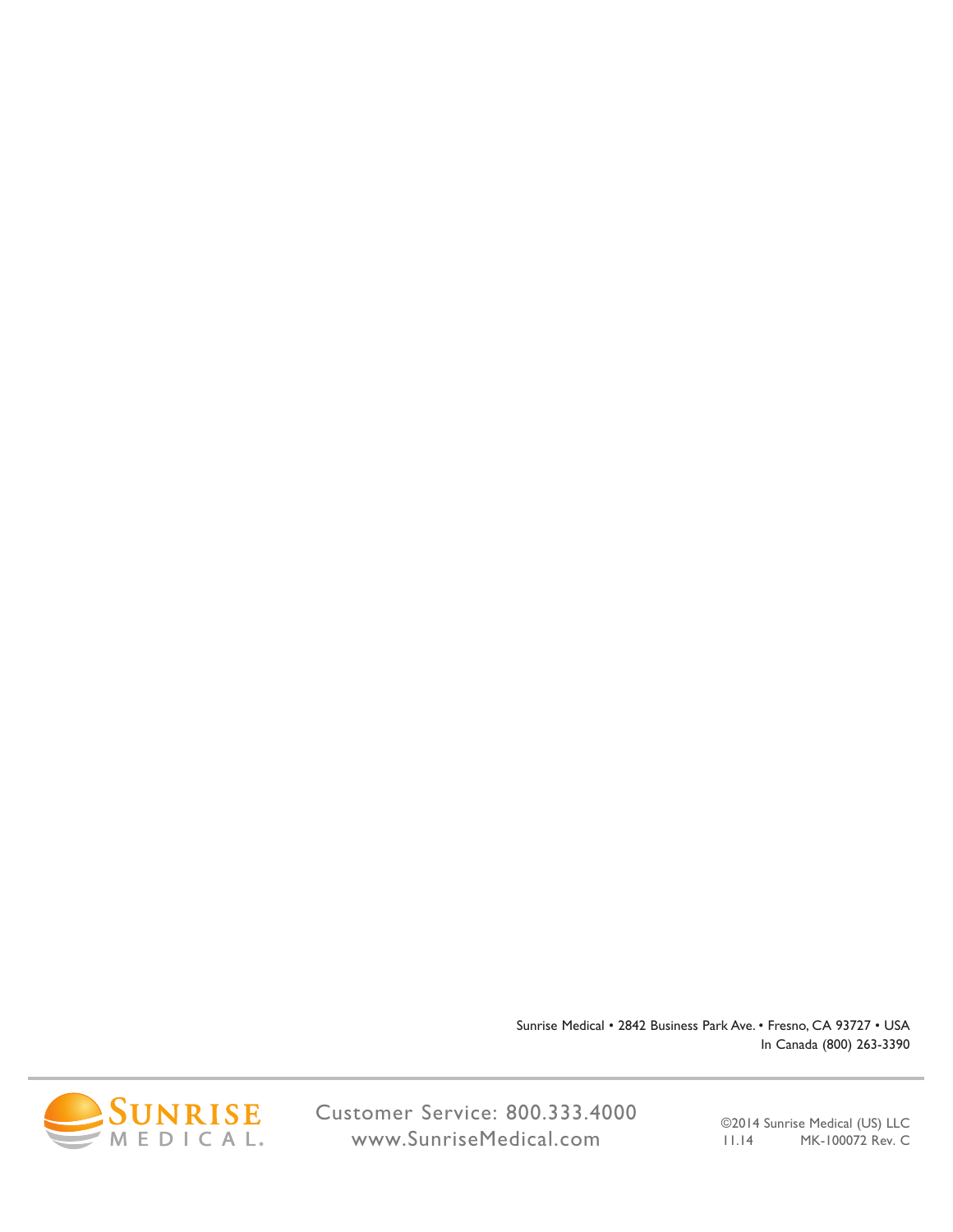Sunrise Medical • 2842 Business Park Ave. • Fresno, CA 93727 • USA
In Canada (800) 263-3390

SUNRISE MEDICAL.

Customer Service: 800.333.4000
www.SunriseMedical.com

©2014 Sunrise Medical (US) LLC
11.14 MK-100072 Rev. C